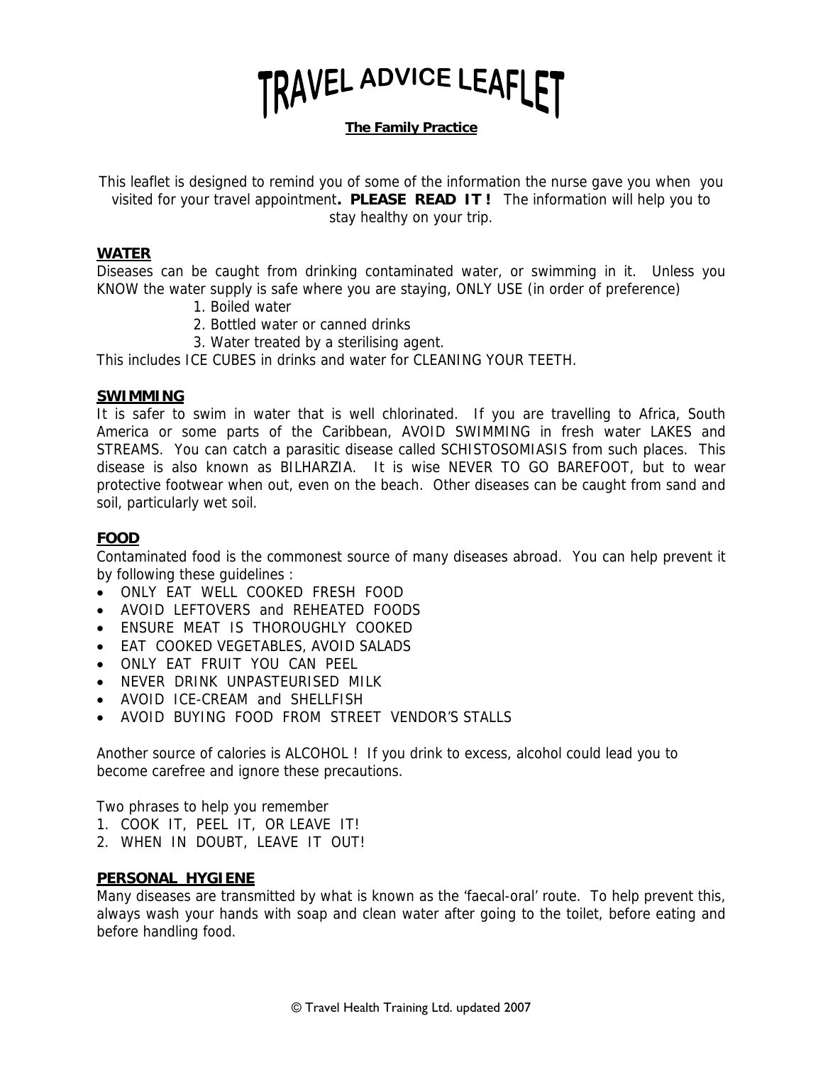# TRAVEL ADVICE LEAFLET

**The Family Practice**

This leaflet is designed to remind you of some of the information the nurse gave you when you visited for your travel appointment**. PLEASE READ IT !** The information will help you to stay healthy on your trip.

## WATER

Diseases can be caught from drinking contaminated water, or swimming in it. Unless you KNOW the water supply is safe where you are staying, ONLY USE (in order of preference)

1. Boiled water
2. Bottled water or canned drinks
3. Water treated by a sterilising agent.

This includes ICE CUBES in drinks and water for CLEANING YOUR TEETH.

## SWIMMING

It is safer to swim in water that is well chlorinated. If you are travelling to Africa, South America or some parts of the Caribbean, AVOID SWIMMING in fresh water LAKES and STREAMS. You can catch a parasitic disease called SCHISTOSOMIASIS from such places. This disease is also known as BILHARZIA. It is wise NEVER TO GO BAREFOOT, but to wear protective footwear when out, even on the beach. Other diseases can be caught from sand and soil, particularly wet soil.

## FOOD

Contaminated food is the commonest source of many diseases abroad. You can help prevent it by following these guidelines :

- ONLY EAT WELL COOKED FRESH FOOD
- AVOID LEFTOVERS and REHEATED FOODS
- ENSURE MEAT IS THOROUGHLY COOKED
- EAT COOKED VEGETABLES, AVOID SALADS
- ONLY EAT FRUIT YOU CAN PEEL
- NEVER DRINK UNPASTEURISED MILK
- AVOID ICE-CREAM and SHELLFISH
- AVOID BUYING FOOD FROM STREET VENDOR'S STALLS

Another source of calories is ALCOHOL ! If you drink to excess, alcohol could lead you to become carefree and ignore these precautions.

Two phrases to help you remember

1. COOK IT, PEEL IT, OR LEAVE IT!
2. WHEN IN DOUBT, LEAVE IT OUT!

## PERSONAL HYGIENE

Many diseases are transmitted by what is known as the 'faecal-oral' route. To help prevent this, always wash your hands with soap and clean water after going to the toilet, before eating and before handling food.

© Travel Health Training Ltd. updated 2007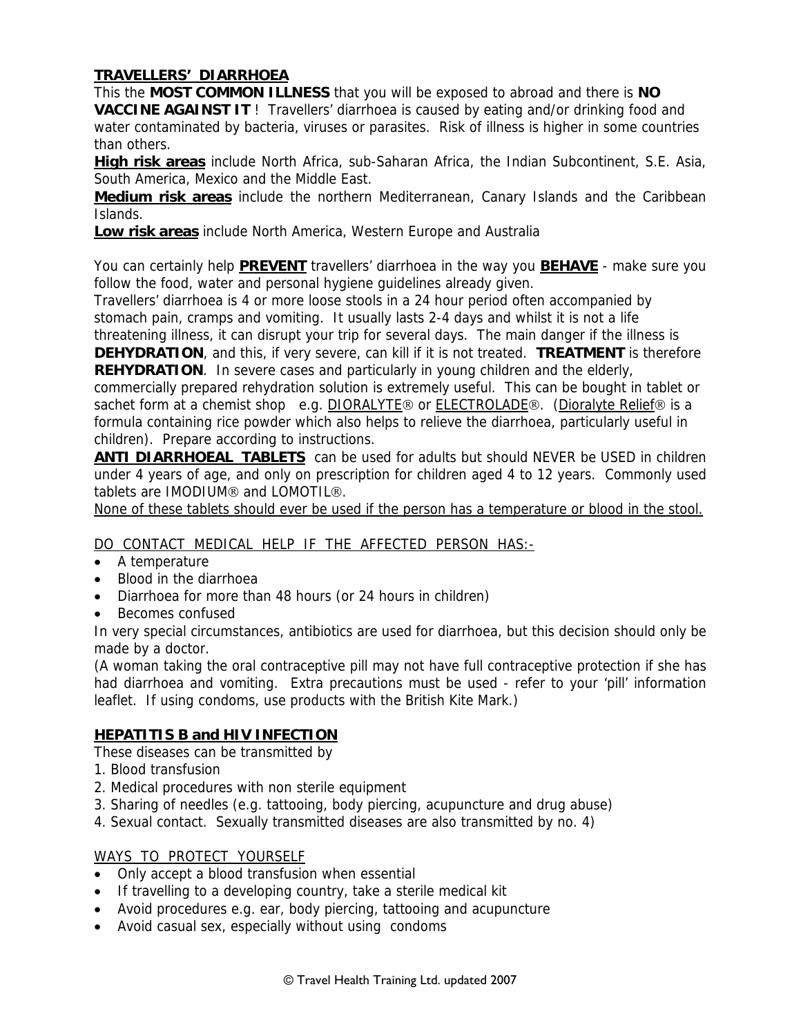## TRAVELLERS' DIARRHOEA

This the **MOST COMMON ILLNESS** that you will be exposed to abroad and there is **NO VACCINE AGAINST IT** ! Travellers' diarrhoea is caused by eating and/or drinking food and water contaminated by bacteria, viruses or parasites. Risk of illness is higher in some countries than others.

**High risk areas** include North Africa, sub-Saharan Africa, the Indian Subcontinent, S.E. Asia, South America, Mexico and the Middle East.

**Medium risk areas** include the northern Mediterranean, Canary Islands and the Caribbean Islands.

**Low risk areas** include North America, Western Europe and Australia

You can certainly help **PREVENT** travellers' diarrhoea in the way you **BEHAVE** - make sure you follow the food, water and personal hygiene guidelines already given.

Travellers' diarrhoea is 4 or more loose stools in a 24 hour period often accompanied by stomach pain, cramps and vomiting. It usually lasts 2-4 days and whilst it is not a life threatening illness, it can disrupt your trip for several days. The main danger if the illness is **DEHYDRATION**, and this, if very severe, can kill if it is not treated. **TREATMENT** is therefore **REHYDRATION**. In severe cases and particularly in young children and the elderly, commercially prepared rehydration solution is extremely useful. This can be bought in tablet or sachet form at a chemist shop e.g. DIORALYTE® or ELECTROLADE®. (Dioralyte Relief® is a formula containing rice powder which also helps to relieve the diarrhoea, particularly useful in children). Prepare according to instructions.

**ANTI DIARRHOEAL TABLETS** can be used for adults but should NEVER be USED in children under 4 years of age, and only on prescription for children aged 4 to 12 years. Commonly used tablets are IMODIUM® and LOMOTIL®.

None of these tablets should ever be used if the person has a temperature or blood in the stool.

DO CONTACT MEDICAL HELP IF THE AFFECTED PERSON HAS:-

- A temperature
- Blood in the diarrhoea
- Diarrhoea for more than 48 hours (or 24 hours in children)
- Becomes confused

In very special circumstances, antibiotics are used for diarrhoea, but this decision should only be made by a doctor.

(A woman taking the oral contraceptive pill may not have full contraceptive protection if she has had diarrhoea and vomiting. Extra precautions must be used - refer to your 'pill' information leaflet. If using condoms, use products with the British Kite Mark.)

## HEPATITIS B and HIV INFECTION

These diseases can be transmitted by

1. Blood transfusion
2. Medical procedures with non sterile equipment
3. Sharing of needles (e.g. tattooing, body piercing, acupuncture and drug abuse)
4. Sexual contact. Sexually transmitted diseases are also transmitted by no. 4)

WAYS TO PROTECT YOURSELF

- Only accept a blood transfusion when essential
- If travelling to a developing country, take a sterile medical kit
- Avoid procedures e.g. ear, body piercing, tattooing and acupuncture
- Avoid casual sex, especially without using condoms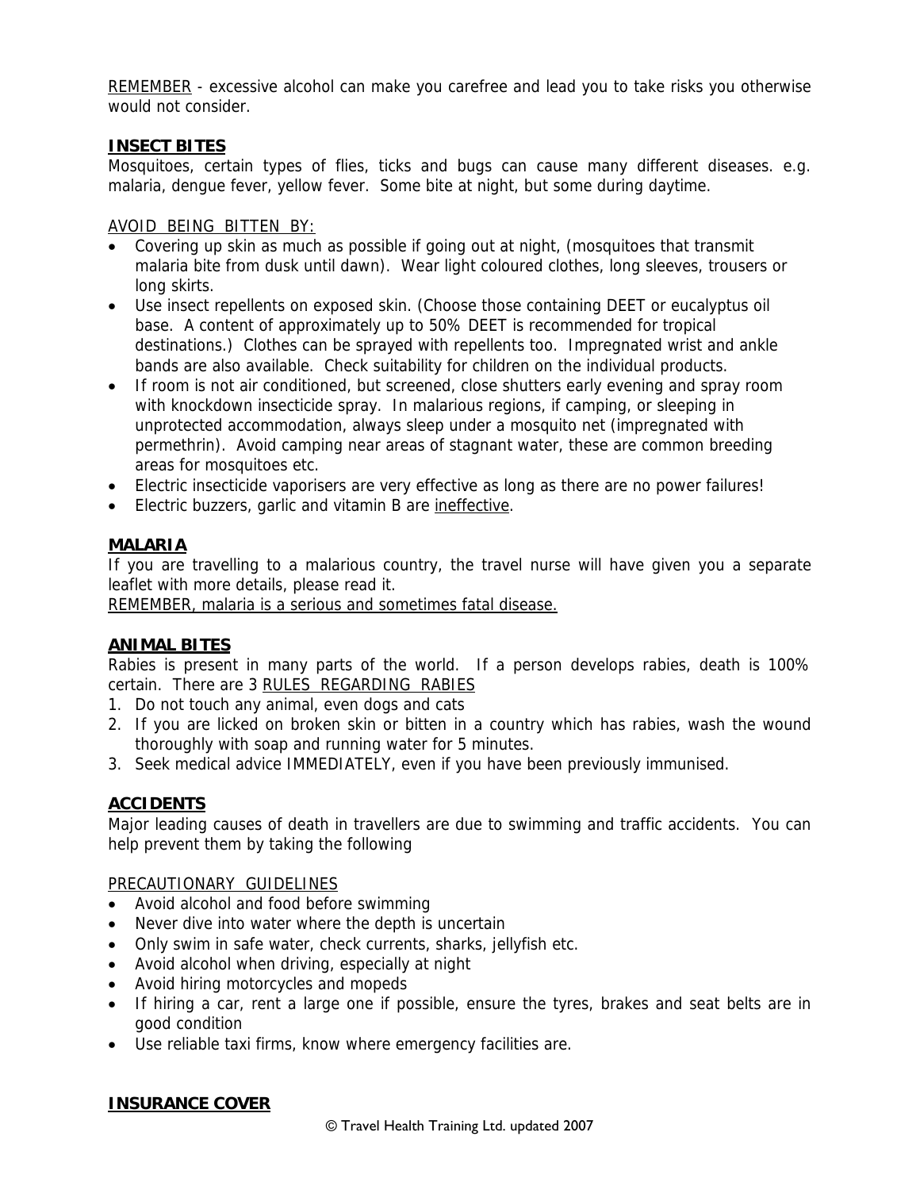REMEMBER - excessive alcohol can make you carefree and lead you to take risks you otherwise would not consider.

## INSECT BITES

Mosquitoes, certain types of flies, ticks and bugs can cause many different diseases. e.g. malaria, dengue fever, yellow fever. Some bite at night, but some during daytime.

AVOID BEING BITTEN BY:

- Covering up skin as much as possible if going out at night, (mosquitoes that transmit malaria bite from dusk until dawn). Wear light coloured clothes, long sleeves, trousers or long skirts.
- Use insect repellents on exposed skin. (Choose those containing DEET or eucalyptus oil base. A content of approximately up to 50% DEET is recommended for tropical destinations.) Clothes can be sprayed with repellents too. Impregnated wrist and ankle bands are also available. Check suitability for children on the individual products.
- If room is not air conditioned, but screened, close shutters early evening and spray room with knockdown insecticide spray. In malarious regions, if camping, or sleeping in unprotected accommodation, always sleep under a mosquito net (impregnated with permethrin). Avoid camping near areas of stagnant water, these are common breeding areas for mosquitoes etc.
- Electric insecticide vaporisers are very effective as long as there are no power failures!
- Electric buzzers, garlic and vitamin B are ineffective.

## MALARIA

If you are travelling to a malarious country, the travel nurse will have given you a separate leaflet with more details, please read it.

REMEMBER, malaria is a serious and sometimes fatal disease.

## ANIMAL BITES

Rabies is present in many parts of the world. If a person develops rabies, death is 100% certain. There are 3 RULES REGARDING RABIES

1. Do not touch any animal, even dogs and cats
2. If you are licked on broken skin or bitten in a country which has rabies, wash the wound thoroughly with soap and running water for 5 minutes.
3. Seek medical advice IMMEDIATELY, even if you have been previously immunised.

## ACCIDENTS

Major leading causes of death in travellers are due to swimming and traffic accidents. You can help prevent them by taking the following

PRECAUTIONARY GUIDELINES

- Avoid alcohol and food before swimming
- Never dive into water where the depth is uncertain
- Only swim in safe water, check currents, sharks, jellyfish etc.
- Avoid alcohol when driving, especially at night
- Avoid hiring motorcycles and mopeds
- If hiring a car, rent a large one if possible, ensure the tyres, brakes and seat belts are in good condition
- Use reliable taxi firms, know where emergency facilities are.

## INSURANCE COVER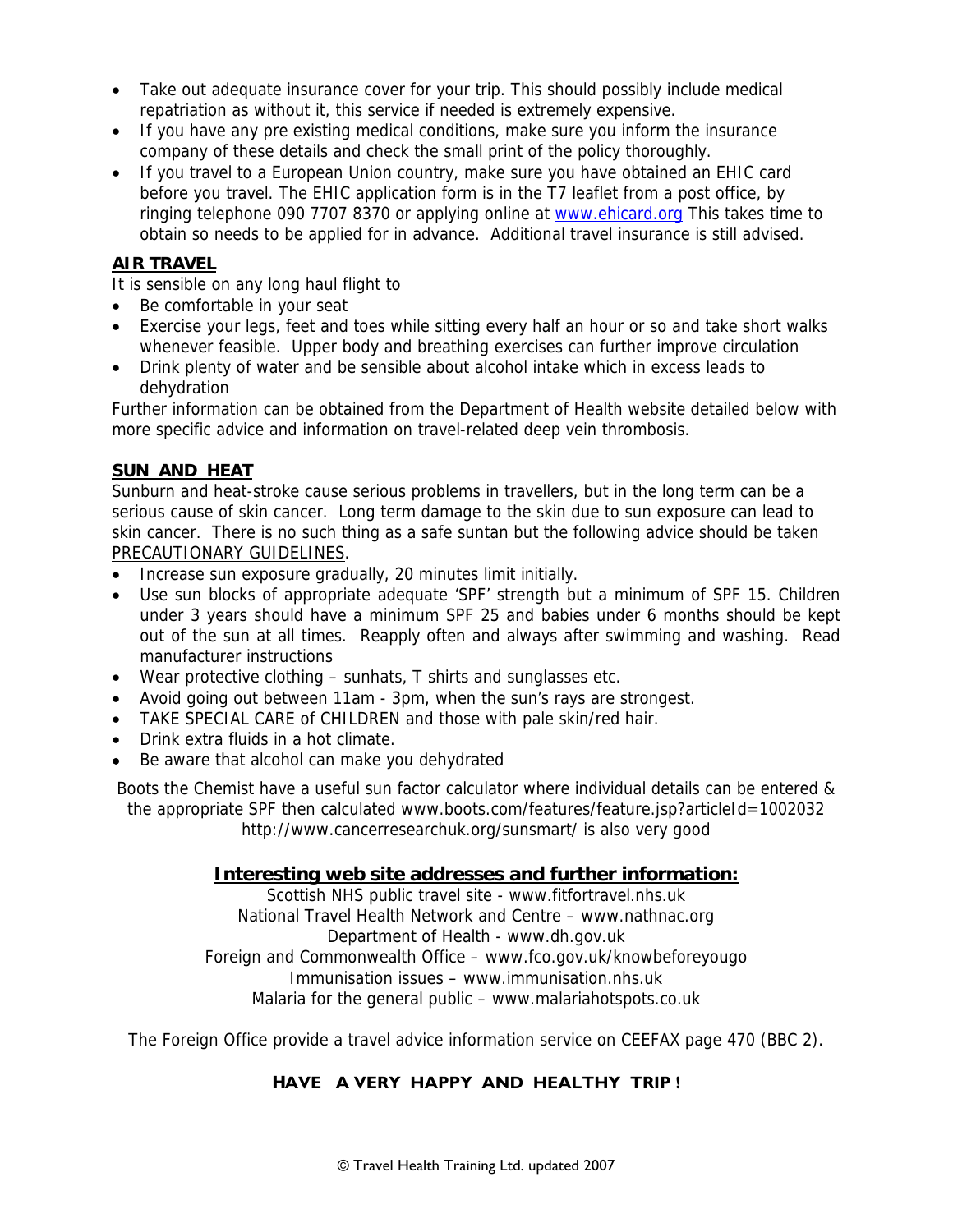- Take out adequate insurance cover for your trip. This should possibly include medical repatriation as without it, this service if needed is extremely expensive.
- If you have any pre existing medical conditions, make sure you inform the insurance company of these details and check the small print of the policy thoroughly.
- If you travel to a European Union country, make sure you have obtained an EHIC card before you travel. The EHIC application form is in the T7 leaflet from a post office, by ringing telephone 090 7707 8370 or applying online at www.ehicard.org This takes time to obtain so needs to be applied for in advance. Additional travel insurance is still advised.

## AIR TRAVEL

It is sensible on any long haul flight to

- Be comfortable in your seat
- Exercise your legs, feet and toes while sitting every half an hour or so and take short walks whenever feasible. Upper body and breathing exercises can further improve circulation
- Drink plenty of water and be sensible about alcohol intake which in excess leads to dehydration

Further information can be obtained from the Department of Health website detailed below with more specific advice and information on travel-related deep vein thrombosis.

## SUN AND HEAT

Sunburn and heat-stroke cause serious problems in travellers, but in the long term can be a serious cause of skin cancer. Long term damage to the skin due to sun exposure can lead to skin cancer. There is no such thing as a safe suntan but the following advice should be taken PRECAUTIONARY GUIDELINES.

- Increase sun exposure gradually, 20 minutes limit initially.
- Use sun blocks of appropriate adequate 'SPF' strength but a minimum of SPF 15. Children under 3 years should have a minimum SPF 25 and babies under 6 months should be kept out of the sun at all times. Reapply often and always after swimming and washing. Read manufacturer instructions
- Wear protective clothing – sunhats, T shirts and sunglasses etc.
- Avoid going out between 11am - 3pm, when the sun's rays are strongest.
- TAKE SPECIAL CARE of CHILDREN and those with pale skin/red hair.
- Drink extra fluids in a hot climate.
- Be aware that alcohol can make you dehydrated

Boots the Chemist have a useful sun factor calculator where individual details can be entered & the appropriate SPF then calculated www.boots.com/features/feature.jsp?articleId=1002032 http://www.cancerresearchuk.org/sunsmart/ is also very good

## Interesting web site addresses and further information:

Scottish NHS public travel site - www.fitfortravel.nhs.uk
National Travel Health Network and Centre – www.nathnac.org
Department of Health - www.dh.gov.uk
Foreign and Commonwealth Office – www.fco.gov.uk/knowbeforeyougo
Immunisation issues – www.immunisation.nhs.uk
Malaria for the general public – www.malariahotspots.co.uk

The Foreign Office provide a travel advice information service on CEEFAX page 470 (BBC 2).

**HAVE A VERY HAPPY AND HEALTHY TRIP !**

© Travel Health Training Ltd. updated 2007